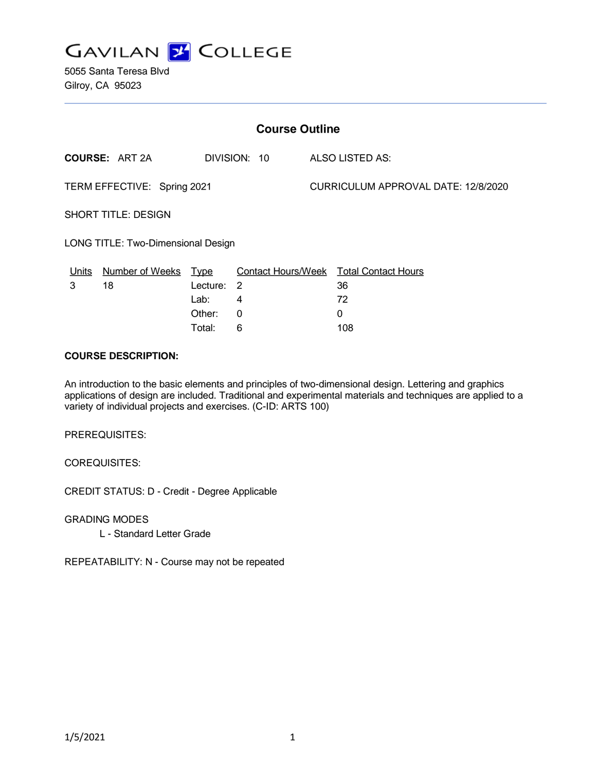# GAVILAN COLLEGE

5055 Santa Teresa Blvd
Gilroy, CA 95023

---

## Course Outline

**COURSE:** ART 2A    DIVISION: 10    ALSO LISTED AS:

TERM EFFECTIVE: Spring 2021    CURRICULUM APPROVAL DATE: 12/8/2020

SHORT TITLE: DESIGN

LONG TITLE: Two-Dimensional Design

| Units | Number of Weeks | Type | Contact Hours/Week | Total Contact Hours |
|---|---|---|---|---|
| 3 | 18 | Lecture: | 2 | 36 |
| | | Lab: | 4 | 72 |
| | | Other: | 0 | 0 |
| | | Total: | 6 | 108 |

**COURSE DESCRIPTION:**

An introduction to the basic elements and principles of two-dimensional design. Lettering and graphics applications of design are included. Traditional and experimental materials and techniques are applied to a variety of individual projects and exercises. (C-ID: ARTS 100)

PREREQUISITES:

COREQUISITES:

CREDIT STATUS: D - Credit - Degree Applicable

GRADING MODES

L - Standard Letter Grade

REPEATABILITY: N - Course may not be repeated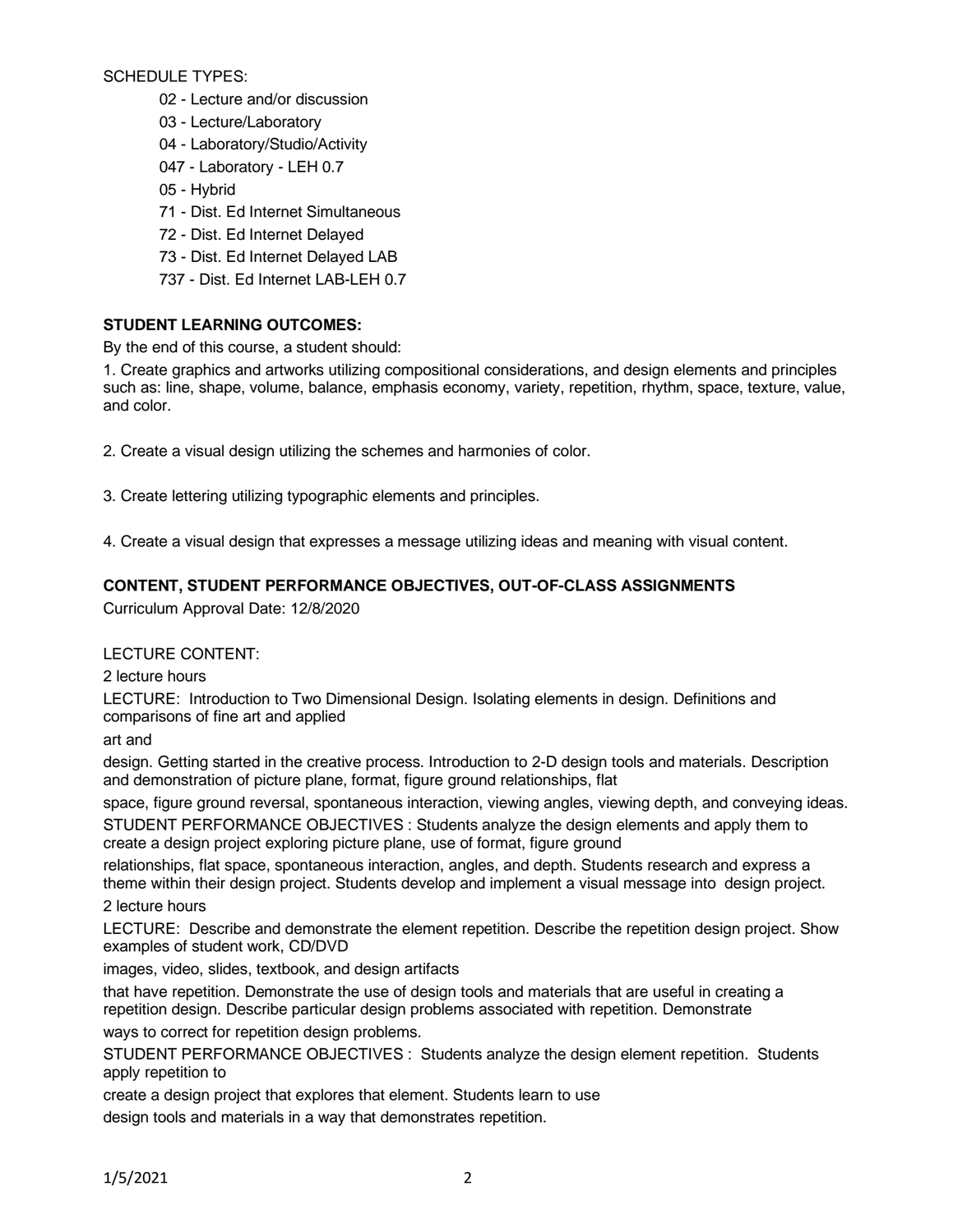SCHEDULE TYPES:

- 02 - Lecture and/or discussion
- 03 - Lecture/Laboratory
- 04 - Laboratory/Studio/Activity
- 047 - Laboratory - LEH 0.7
- 05 - Hybrid
- 71 - Dist. Ed Internet Simultaneous
- 72 - Dist. Ed Internet Delayed
- 73 - Dist. Ed Internet Delayed LAB
- 737 - Dist. Ed Internet LAB-LEH 0.7

**STUDENT LEARNING OUTCOMES:**

By the end of this course, a student should:

1. Create graphics and artworks utilizing compositional considerations, and design elements and principles such as: line, shape, volume, balance, emphasis economy, variety, repetition, rhythm, space, texture, value, and color.

2. Create a visual design utilizing the schemes and harmonies of color.

3. Create lettering utilizing typographic elements and principles.

4. Create a visual design that expresses a message utilizing ideas and meaning with visual content.

**CONTENT, STUDENT PERFORMANCE OBJECTIVES, OUT-OF-CLASS ASSIGNMENTS**

Curriculum Approval Date: 12/8/2020

LECTURE CONTENT:

2 lecture hours

LECTURE: Introduction to Two Dimensional Design. Isolating elements in design. Definitions and comparisons of fine art and applied art and design. Getting started in the creative process. Introduction to 2-D design tools and materials. Description and demonstration of picture plane, format, figure ground relationships, flat space, figure ground reversal, spontaneous interaction, viewing angles, viewing depth, and conveying ideas.

STUDENT PERFORMANCE OBJECTIVES : Students analyze the design elements and apply them to create a design project exploring picture plane, use of format, figure ground relationships, flat space, spontaneous interaction, angles, and depth. Students research and express a theme within their design project. Students develop and implement a visual message into design project.

2 lecture hours

LECTURE: Describe and demonstrate the element repetition. Describe the repetition design project. Show examples of student work, CD/DVD images, video, slides, textbook, and design artifacts that have repetition. Demonstrate the use of design tools and materials that are useful in creating a repetition design. Describe particular design problems associated with repetition. Demonstrate ways to correct for repetition design problems.

STUDENT PERFORMANCE OBJECTIVES : Students analyze the design element repetition. Students apply repetition to create a design project that explores that element. Students learn to use design tools and materials in a way that demonstrates repetition.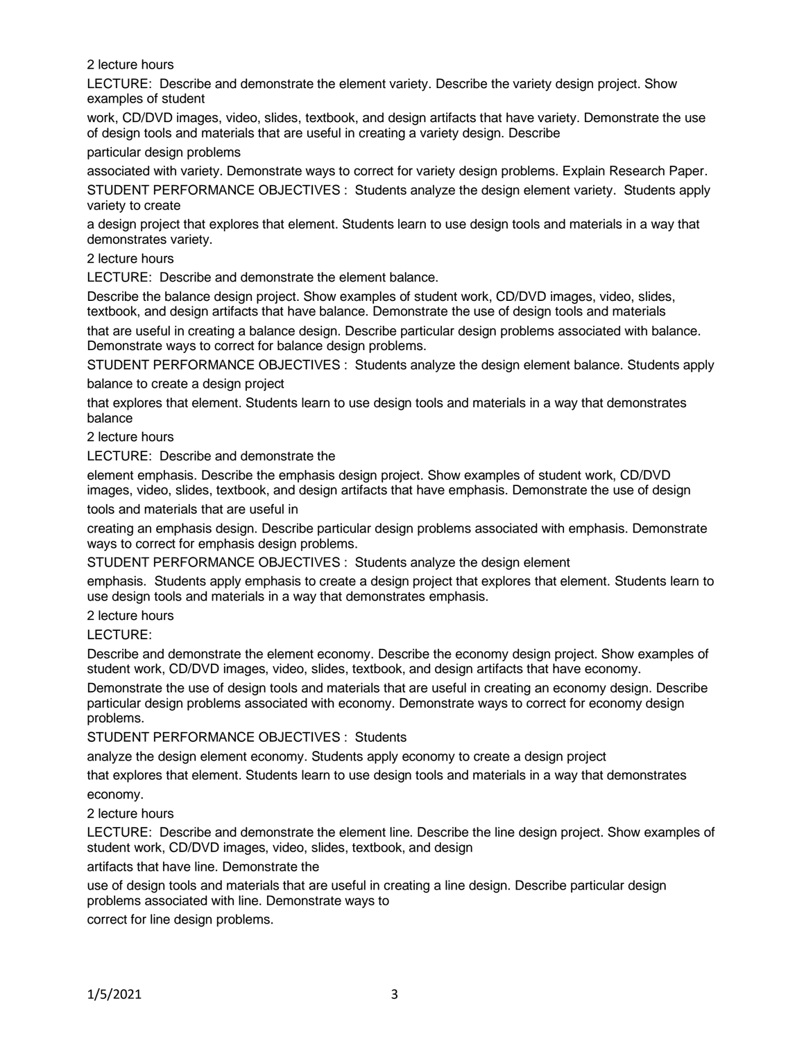2 lecture hours

LECTURE: Describe and demonstrate the element variety. Describe the variety design project. Show examples of student work, CD/DVD images, video, slides, textbook, and design artifacts that have variety. Demonstrate the use of design tools and materials that are useful in creating a variety design. Describe particular design problems associated with variety. Demonstrate ways to correct for variety design problems. Explain Research Paper.

STUDENT PERFORMANCE OBJECTIVES : Students analyze the design element variety. Students apply variety to create a design project that explores that element. Students learn to use design tools and materials in a way that demonstrates variety.

2 lecture hours

LECTURE: Describe and demonstrate the element balance.
Describe the balance design project. Show examples of student work, CD/DVD images, video, slides, textbook, and design artifacts that have balance. Demonstrate the use of design tools and materials that are useful in creating a balance design. Describe particular design problems associated with balance. Demonstrate ways to correct for balance design problems.

STUDENT PERFORMANCE OBJECTIVES : Students analyze the design element balance. Students apply balance to create a design project that explores that element. Students learn to use design tools and materials in a way that demonstrates balance

2 lecture hours

LECTURE: Describe and demonstrate the element emphasis. Describe the emphasis design project. Show examples of student work, CD/DVD images, video, slides, textbook, and design artifacts that have emphasis. Demonstrate the use of design tools and materials that are useful in creating an emphasis design. Describe particular design problems associated with emphasis. Demonstrate ways to correct for emphasis design problems.

STUDENT PERFORMANCE OBJECTIVES : Students analyze the design element emphasis. Students apply emphasis to create a design project that explores that element. Students learn to use design tools and materials in a way that demonstrates emphasis.

2 lecture hours

LECTURE:
Describe and demonstrate the element economy. Describe the economy design project. Show examples of student work, CD/DVD images, video, slides, textbook, and design artifacts that have economy.
Demonstrate the use of design tools and materials that are useful in creating an economy design. Describe particular design problems associated with economy. Demonstrate ways to correct for economy design problems.

STUDENT PERFORMANCE OBJECTIVES : Students analyze the design element economy. Students apply economy to create a design project that explores that element. Students learn to use design tools and materials in a way that demonstrates economy.

2 lecture hours

LECTURE: Describe and demonstrate the element line. Describe the line design project. Show examples of student work, CD/DVD images, video, slides, textbook, and design artifacts that have line. Demonstrate the use of design tools and materials that are useful in creating a line design. Describe particular design problems associated with line. Demonstrate ways to correct for line design problems.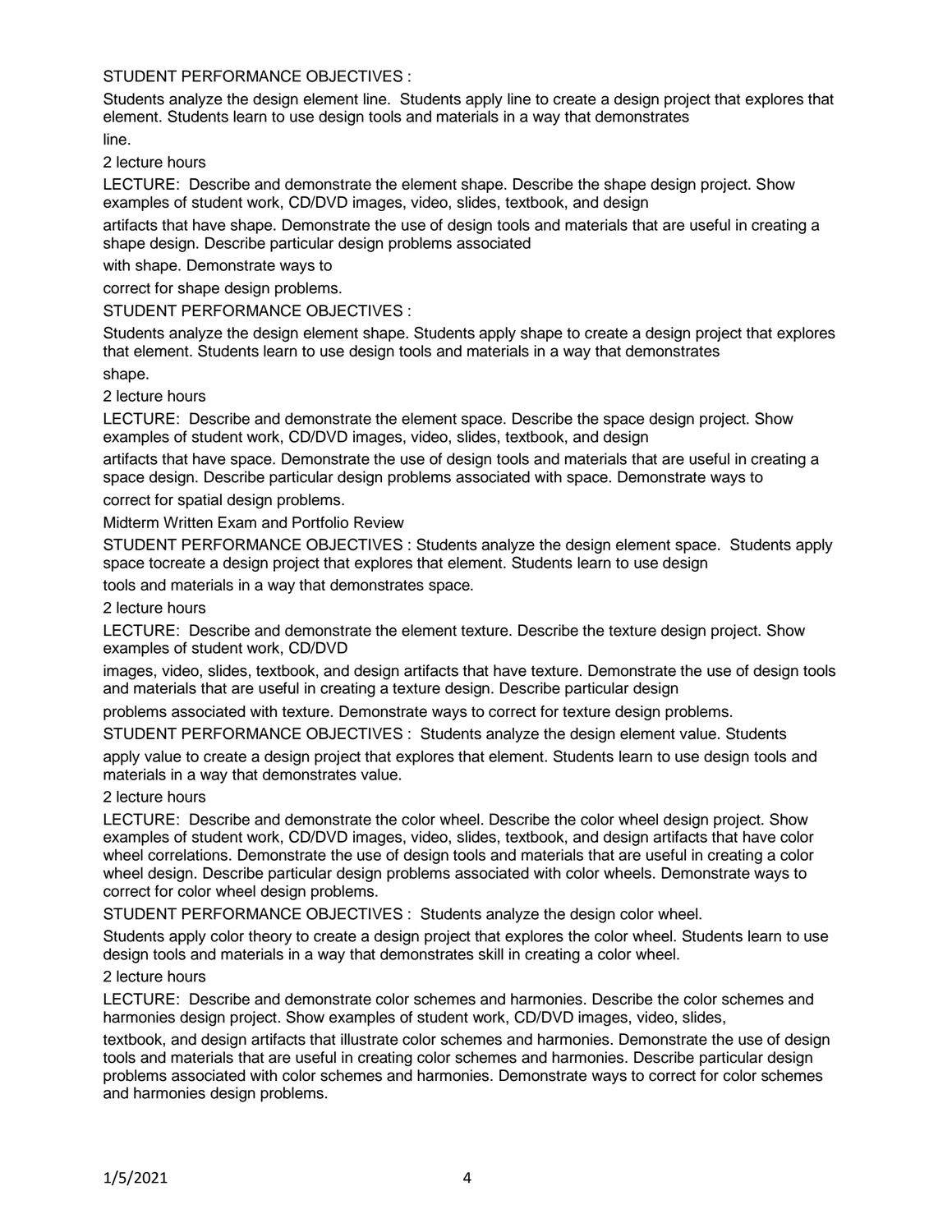STUDENT PERFORMANCE OBJECTIVES :

Students analyze the design element line. Students apply line to create a design project that explores that element. Students learn to use design tools and materials in a way that demonstrates line.

2 lecture hours

LECTURE: Describe and demonstrate the element shape. Describe the shape design project. Show examples of student work, CD/DVD images, video, slides, textbook, and design artifacts that have shape. Demonstrate the use of design tools and materials that are useful in creating a shape design. Describe particular design problems associated with shape. Demonstrate ways to correct for shape design problems.

STUDENT PERFORMANCE OBJECTIVES :

Students analyze the design element shape. Students apply shape to create a design project that explores that element. Students learn to use design tools and materials in a way that demonstrates shape.

2 lecture hours

LECTURE: Describe and demonstrate the element space. Describe the space design project. Show examples of student work, CD/DVD images, video, slides, textbook, and design artifacts that have space. Demonstrate the use of design tools and materials that are useful in creating a space design. Describe particular design problems associated with space. Demonstrate ways to correct for spatial design problems.

Midterm Written Exam and Portfolio Review

STUDENT PERFORMANCE OBJECTIVES : Students analyze the design element space. Students apply space tocreate a design project that explores that element. Students learn to use design tools and materials in a way that demonstrates space.

2 lecture hours

LECTURE: Describe and demonstrate the element texture. Describe the texture design project. Show examples of student work, CD/DVD images, video, slides, textbook, and design artifacts that have texture. Demonstrate the use of design tools and materials that are useful in creating a texture design. Describe particular design problems associated with texture. Demonstrate ways to correct for texture design problems.

STUDENT PERFORMANCE OBJECTIVES : Students analyze the design element value. Students apply value to create a design project that explores that element. Students learn to use design tools and materials in a way that demonstrates value.

2 lecture hours

LECTURE: Describe and demonstrate the color wheel. Describe the color wheel design project. Show examples of student work, CD/DVD images, video, slides, textbook, and design artifacts that have color wheel correlations. Demonstrate the use of design tools and materials that are useful in creating a color wheel design. Describe particular design problems associated with color wheels. Demonstrate ways to correct for color wheel design problems.

STUDENT PERFORMANCE OBJECTIVES : Students analyze the design color wheel. Students apply color theory to create a design project that explores the color wheel. Students learn to use design tools and materials in a way that demonstrates skill in creating a color wheel.

2 lecture hours

LECTURE: Describe and demonstrate color schemes and harmonies. Describe the color schemes and harmonies design project. Show examples of student work, CD/DVD images, video, slides, textbook, and design artifacts that illustrate color schemes and harmonies. Demonstrate the use of design tools and materials that are useful in creating color schemes and harmonies. Describe particular design problems associated with color schemes and harmonies. Demonstrate ways to correct for color schemes and harmonies design problems.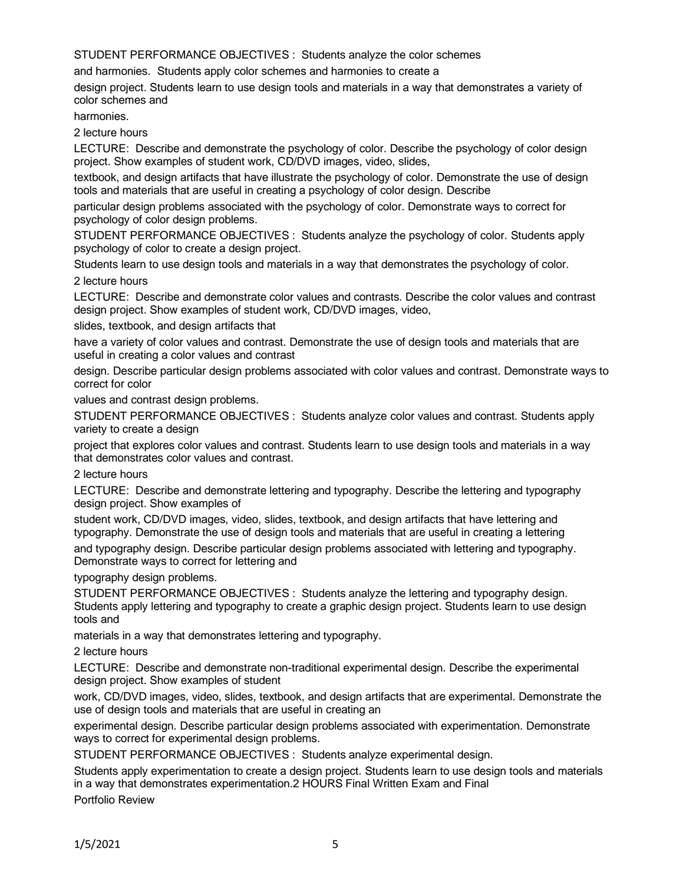STUDENT PERFORMANCE OBJECTIVES : Students analyze the color schemes and harmonies. Students apply color schemes and harmonies to create a design project. Students learn to use design tools and materials in a way that demonstrates a variety of color schemes and harmonies.

2 lecture hours

LECTURE: Describe and demonstrate the psychology of color. Describe the psychology of color design project. Show examples of student work, CD/DVD images, video, slides, textbook, and design artifacts that have illustrate the psychology of color. Demonstrate the use of design tools and materials that are useful in creating a psychology of color design. Describe particular design problems associated with the psychology of color. Demonstrate ways to correct for psychology of color design problems.

STUDENT PERFORMANCE OBJECTIVES : Students analyze the psychology of color. Students apply psychology of color to create a design project.
Students learn to use design tools and materials in a way that demonstrates the psychology of color.

2 lecture hours

LECTURE: Describe and demonstrate color values and contrasts. Describe the color values and contrast design project. Show examples of student work, CD/DVD images, video, slides, textbook, and design artifacts that have a variety of color values and contrast. Demonstrate the use of design tools and materials that are useful in creating a color values and contrast design. Describe particular design problems associated with color values and contrast. Demonstrate ways to correct for color values and contrast design problems.

STUDENT PERFORMANCE OBJECTIVES : Students analyze color values and contrast. Students apply variety to create a design project that explores color values and contrast. Students learn to use design tools and materials in a way that demonstrates color values and contrast.

2 lecture hours

LECTURE: Describe and demonstrate lettering and typography. Describe the lettering and typography design project. Show examples of student work, CD/DVD images, video, slides, textbook, and design artifacts that have lettering and typography. Demonstrate the use of design tools and materials that are useful in creating a lettering and typography design. Describe particular design problems associated with lettering and typography. Demonstrate ways to correct for lettering and typography design problems.

STUDENT PERFORMANCE OBJECTIVES : Students analyze the lettering and typography design. Students apply lettering and typography to create a graphic design project. Students learn to use design tools and materials in a way that demonstrates lettering and typography.

2 lecture hours

LECTURE: Describe and demonstrate non-traditional experimental design. Describe the experimental design project. Show examples of student work, CD/DVD images, video, slides, textbook, and design artifacts that are experimental. Demonstrate the use of design tools and materials that are useful in creating an experimental design. Describe particular design problems associated with experimentation. Demonstrate ways to correct for experimental design problems.

STUDENT PERFORMANCE OBJECTIVES : Students analyze experimental design.
Students apply experimentation to create a design project. Students learn to use design tools and materials in a way that demonstrates experimentation.2 HOURS Final Written Exam and Final Portfolio Review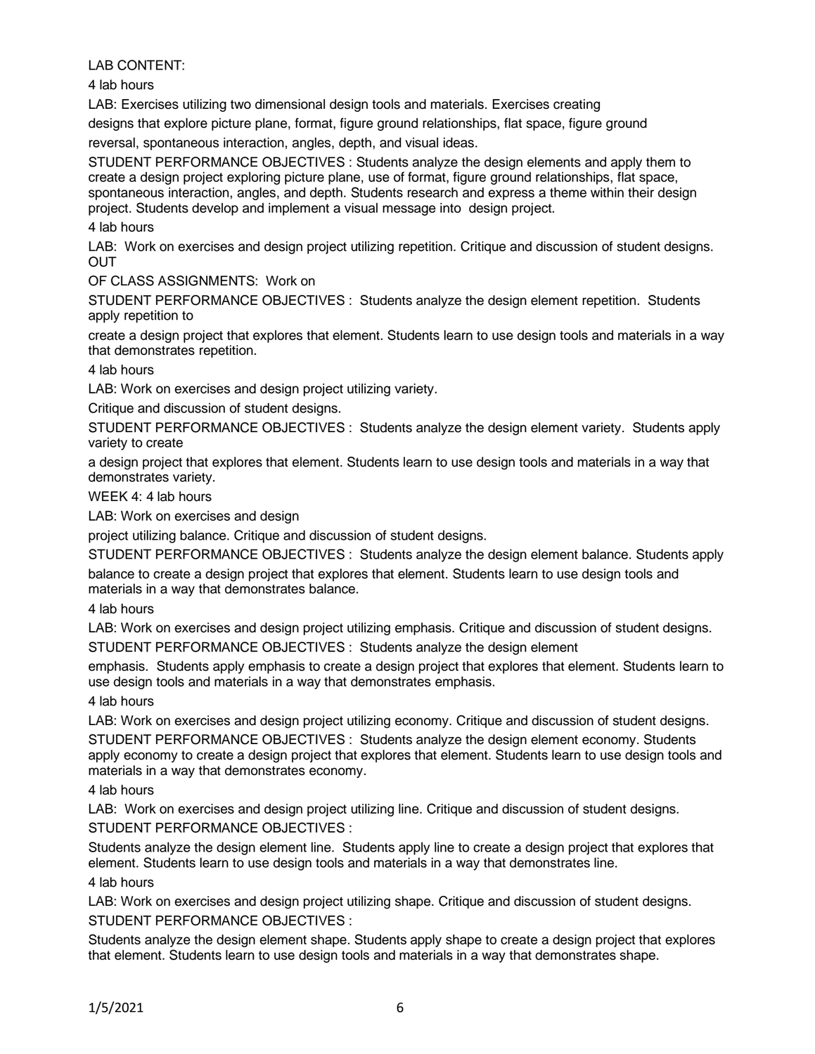LAB CONTENT:

4 lab hours

LAB: Exercises utilizing two dimensional design tools and materials. Exercises creating designs that explore picture plane, format, figure ground relationships, flat space, figure ground reversal, spontaneous interaction, angles, depth, and visual ideas.

STUDENT PERFORMANCE OBJECTIVES : Students analyze the design elements and apply them to create a design project exploring picture plane, use of format, figure ground relationships, flat space, spontaneous interaction, angles, and depth. Students research and express a theme within their design project. Students develop and implement a visual message into design project.

4 lab hours

LAB: Work on exercises and design project utilizing repetition. Critique and discussion of student designs. OUT OF CLASS ASSIGNMENTS: Work on

STUDENT PERFORMANCE OBJECTIVES : Students analyze the design element repetition. Students apply repetition to create a design project that explores that element. Students learn to use design tools and materials in a way that demonstrates repetition.

4 lab hours

LAB: Work on exercises and design project utilizing variety.

Critique and discussion of student designs.

STUDENT PERFORMANCE OBJECTIVES : Students analyze the design element variety. Students apply variety to create a design project that explores that element. Students learn to use design tools and materials in a way that demonstrates variety.

WEEK 4: 4 lab hours

LAB: Work on exercises and design project utilizing balance. Critique and discussion of student designs.

STUDENT PERFORMANCE OBJECTIVES : Students analyze the design element balance. Students apply balance to create a design project that explores that element. Students learn to use design tools and materials in a way that demonstrates balance.

4 lab hours

LAB: Work on exercises and design project utilizing emphasis. Critique and discussion of student designs.

STUDENT PERFORMANCE OBJECTIVES : Students analyze the design element emphasis. Students apply emphasis to create a design project that explores that element. Students learn to use design tools and materials in a way that demonstrates emphasis.

4 lab hours

LAB: Work on exercises and design project utilizing economy. Critique and discussion of student designs.

STUDENT PERFORMANCE OBJECTIVES : Students analyze the design element economy. Students apply economy to create a design project that explores that element. Students learn to use design tools and materials in a way that demonstrates economy.

4 lab hours

LAB: Work on exercises and design project utilizing line. Critique and discussion of student designs.

STUDENT PERFORMANCE OBJECTIVES :

Students analyze the design element line. Students apply line to create a design project that explores that element. Students learn to use design tools and materials in a way that demonstrates line.

4 lab hours

LAB: Work on exercises and design project utilizing shape. Critique and discussion of student designs.

STUDENT PERFORMANCE OBJECTIVES :

Students analyze the design element shape. Students apply shape to create a design project that explores that element. Students learn to use design tools and materials in a way that demonstrates shape.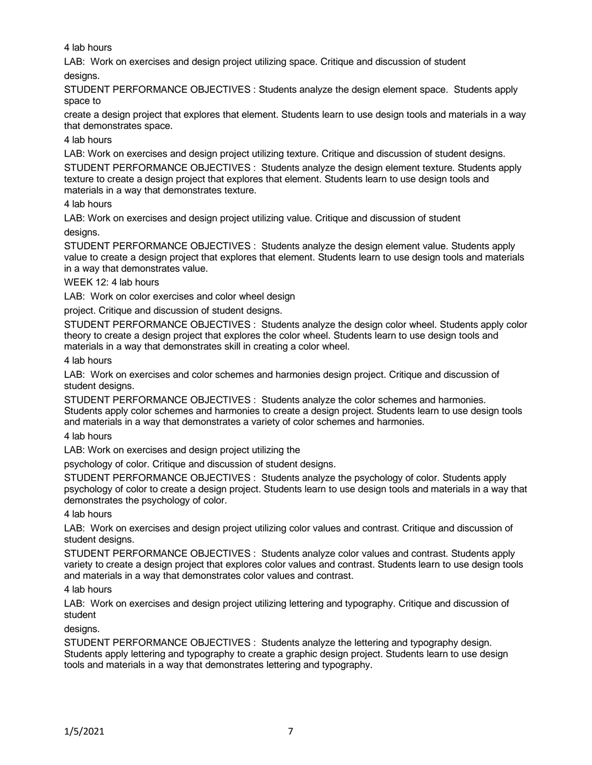4 lab hours

LAB: Work on exercises and design project utilizing space. Critique and discussion of student designs.

STUDENT PERFORMANCE OBJECTIVES : Students analyze the design element space. Students apply space to create a design project that explores that element. Students learn to use design tools and materials in a way that demonstrates space.

4 lab hours

LAB: Work on exercises and design project utilizing texture. Critique and discussion of student designs.

STUDENT PERFORMANCE OBJECTIVES : Students analyze the design element texture. Students apply texture to create a design project that explores that element. Students learn to use design tools and materials in a way that demonstrates texture.

4 lab hours

LAB: Work on exercises and design project utilizing value. Critique and discussion of student designs.

STUDENT PERFORMANCE OBJECTIVES : Students analyze the design element value. Students apply value to create a design project that explores that element. Students learn to use design tools and materials in a way that demonstrates value.

WEEK 12: 4 lab hours

LAB: Work on color exercises and color wheel design project. Critique and discussion of student designs.

STUDENT PERFORMANCE OBJECTIVES : Students analyze the design color wheel. Students apply color theory to create a design project that explores the color wheel. Students learn to use design tools and materials in a way that demonstrates skill in creating a color wheel.

4 lab hours

LAB: Work on exercises and color schemes and harmonies design project. Critique and discussion of student designs.

STUDENT PERFORMANCE OBJECTIVES : Students analyze the color schemes and harmonies. Students apply color schemes and harmonies to create a design project. Students learn to use design tools and materials in a way that demonstrates a variety of color schemes and harmonies.

4 lab hours

LAB: Work on exercises and design project utilizing the psychology of color. Critique and discussion of student designs.

STUDENT PERFORMANCE OBJECTIVES : Students analyze the psychology of color. Students apply psychology of color to create a design project. Students learn to use design tools and materials in a way that demonstrates the psychology of color.

4 lab hours

LAB: Work on exercises and design project utilizing color values and contrast. Critique and discussion of student designs.

STUDENT PERFORMANCE OBJECTIVES : Students analyze color values and contrast. Students apply variety to create a design project that explores color values and contrast. Students learn to use design tools and materials in a way that demonstrates color values and contrast.

4 lab hours

LAB: Work on exercises and design project utilizing lettering and typography. Critique and discussion of student designs.

STUDENT PERFORMANCE OBJECTIVES : Students analyze the lettering and typography design. Students apply lettering and typography to create a graphic design project. Students learn to use design tools and materials in a way that demonstrates lettering and typography.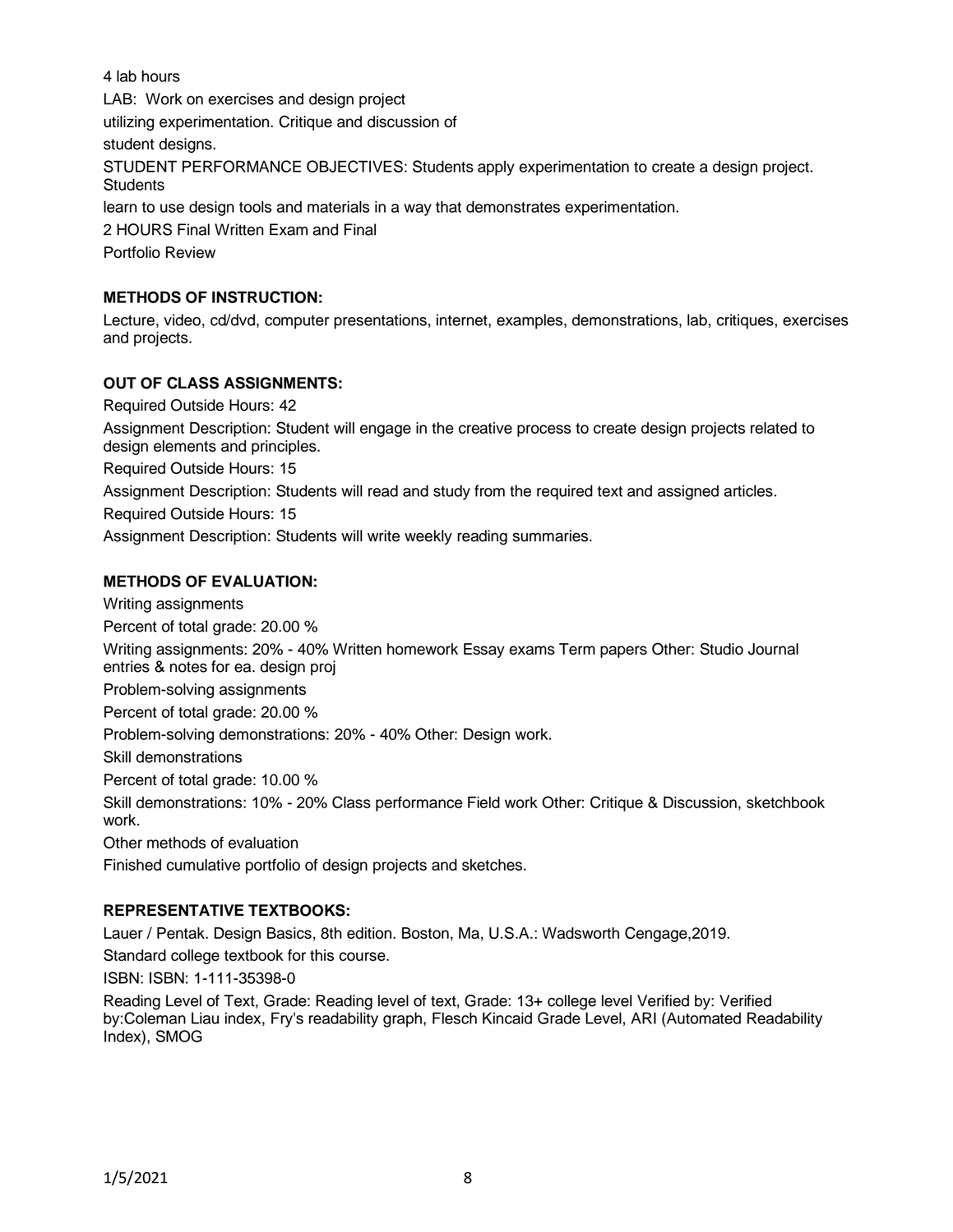4 lab hours

LAB: Work on exercises and design project

utilizing experimentation. Critique and discussion of

student designs.

STUDENT PERFORMANCE OBJECTIVES: Students apply experimentation to create a design project. Students

learn to use design tools and materials in a way that demonstrates experimentation.

2 HOURS Final Written Exam and Final

Portfolio Review

**METHODS OF INSTRUCTION:**

Lecture, video, cd/dvd, computer presentations, internet, examples, demonstrations, lab, critiques, exercises and projects.

**OUT OF CLASS ASSIGNMENTS:**

Required Outside Hours: 42

Assignment Description: Student will engage in the creative process to create design projects related to design elements and principles.

Required Outside Hours: 15

Assignment Description: Students will read and study from the required text and assigned articles.

Required Outside Hours: 15

Assignment Description: Students will write weekly reading summaries.

**METHODS OF EVALUATION:**

Writing assignments

Percent of total grade: 20.00 %

Writing assignments: 20% - 40% Written homework Essay exams Term papers Other: Studio Journal entries & notes for ea. design proj

Problem-solving assignments

Percent of total grade: 20.00 %

Problem-solving demonstrations: 20% - 40% Other: Design work.

Skill demonstrations

Percent of total grade: 10.00 %

Skill demonstrations: 10% - 20% Class performance Field work Other: Critique & Discussion, sketchbook work.

Other methods of evaluation

Finished cumulative portfolio of design projects and sketches.

**REPRESENTATIVE TEXTBOOKS:**

Lauer / Pentak. Design Basics, 8th edition. Boston, Ma, U.S.A.: Wadsworth Cengage,2019.

Standard college textbook for this course.

ISBN: ISBN: 1-111-35398-0

Reading Level of Text, Grade: Reading level of text, Grade: 13+ college level Verified by: Verified by:Coleman Liau index, Fry's readability graph, Flesch Kincaid Grade Level, ARI (Automated Readability Index), SMOG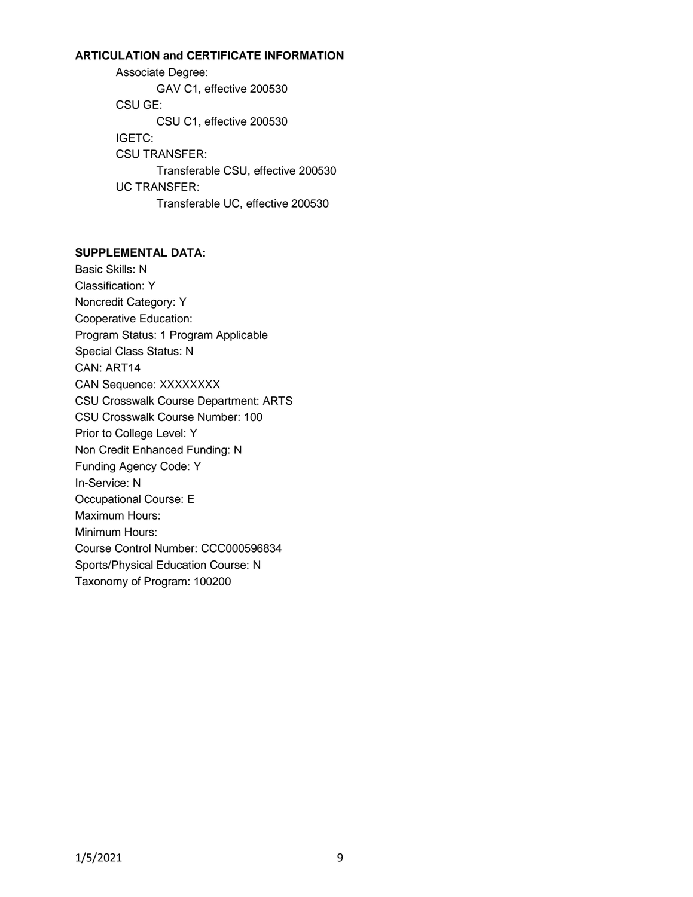**ARTICULATION and CERTIFICATE INFORMATION**

Associate Degree:

GAV C1, effective 200530

CSU GE:

CSU C1, effective 200530

IGETC:

CSU TRANSFER:

Transferable CSU, effective 200530

UC TRANSFER:

Transferable UC, effective 200530

**SUPPLEMENTAL DATA:**

Basic Skills: N
Classification: Y
Noncredit Category: Y
Cooperative Education:
Program Status: 1 Program Applicable
Special Class Status: N
CAN: ART14
CAN Sequence: XXXXXXXX
CSU Crosswalk Course Department: ARTS
CSU Crosswalk Course Number: 100
Prior to College Level: Y
Non Credit Enhanced Funding: N
Funding Agency Code: Y
In-Service: N
Occupational Course: E
Maximum Hours:
Minimum Hours:
Course Control Number: CCC000596834
Sports/Physical Education Course: N
Taxonomy of Program: 100200